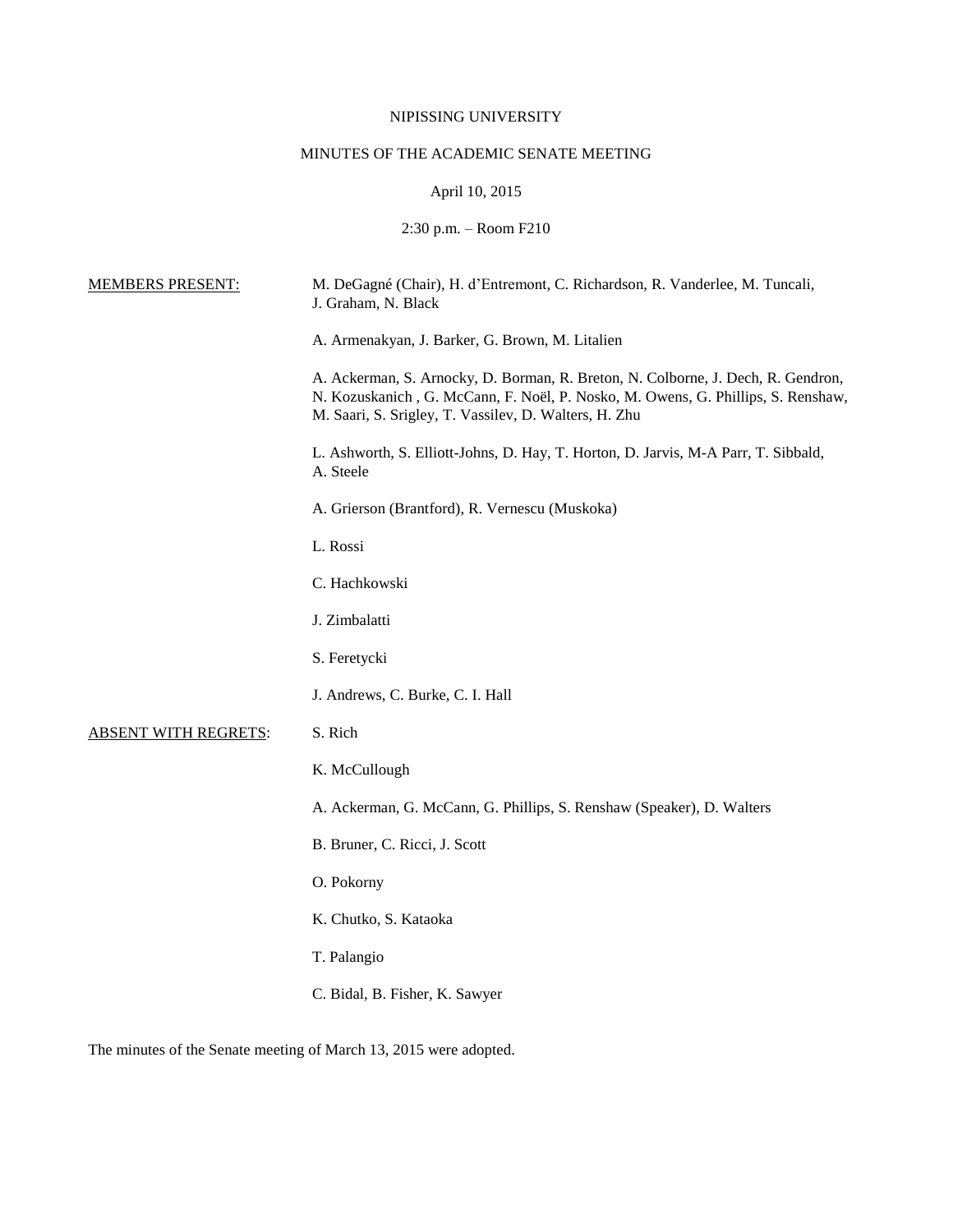NIPISSING UNIVERSITY

MINUTES OF THE ACADEMIC SENATE MEETING

April 10, 2015

2:30 p.m. – Room F210

MEMBERS PRESENT:

M. DeGagné (Chair), H. d'Entremont, C. Richardson, R. Vanderlee, M. Tuncali, J. Graham, N. Black

A. Armenakyan, J. Barker, G. Brown, M. Litalien

A. Ackerman, S. Arnocky, D. Borman, R. Breton, N. Colborne, J. Dech, R. Gendron, N. Kozuskanich , G. McCann, F. Noël, P. Nosko, M. Owens, G. Phillips, S. Renshaw, M. Saari, S. Srigley, T. Vassilev, D. Walters, H. Zhu

L. Ashworth, S. Elliott-Johns, D. Hay, T. Horton, D. Jarvis, M-A Parr, T. Sibbald, A. Steele

A. Grierson (Brantford), R. Vernescu (Muskoka)

L. Rossi

C. Hachkowski

J. Zimbalatti

S. Feretycki

J. Andrews, C. Burke, C. I. Hall

ABSENT WITH REGRETS:

S. Rich

K. McCullough

A. Ackerman, G. McCann, G. Phillips, S. Renshaw (Speaker), D. Walters

B. Bruner, C. Ricci, J. Scott

O. Pokorny

K. Chutko, S. Kataoka

T. Palangio

C. Bidal, B. Fisher, K. Sawyer

The minutes of the Senate meeting of March 13, 2015 were adopted.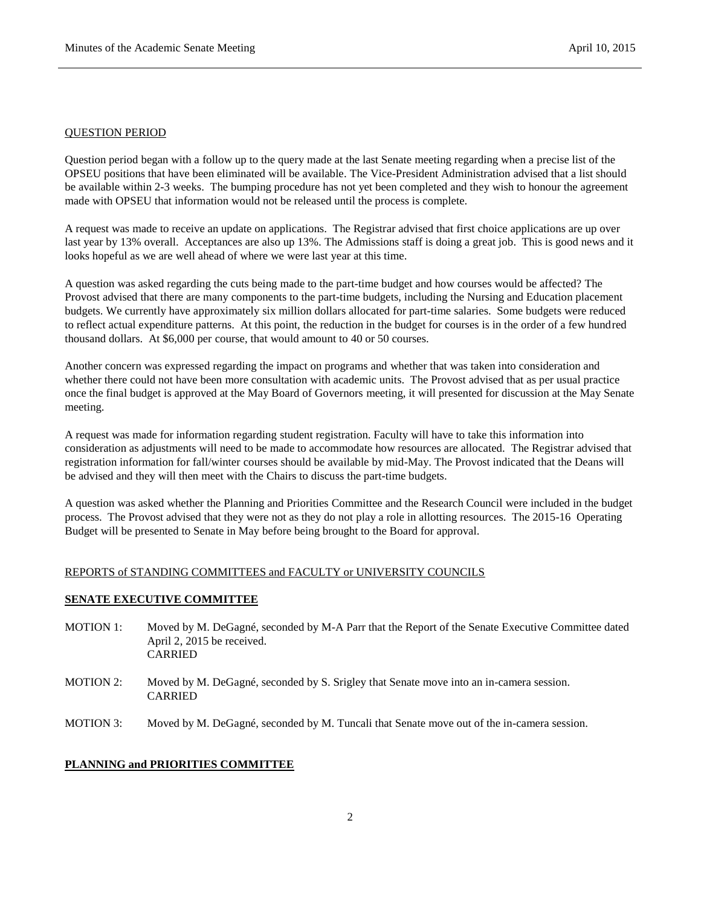QUESTION PERIOD

Question period began with a follow up to the query made at the last Senate meeting regarding when a precise list of the OPSEU positions that have been eliminated will be available. The Vice-President Administration advised that a list should be available within 2-3 weeks. The bumping procedure has not yet been completed and they wish to honour the agreement made with OPSEU that information would not be released until the process is complete.

A request was made to receive an update on applications. The Registrar advised that first choice applications are up over last year by 13% overall. Acceptances are also up 13%. The Admissions staff is doing a great job. This is good news and it looks hopeful as we are well ahead of where we were last year at this time.

A question was asked regarding the cuts being made to the part-time budget and how courses would be affected? The Provost advised that there are many components to the part-time budgets, including the Nursing and Education placement budgets. We currently have approximately six million dollars allocated for part-time salaries. Some budgets were reduced to reflect actual expenditure patterns. At this point, the reduction in the budget for courses is in the order of a few hundred thousand dollars. At $6,000 per course, that would amount to 40 or 50 courses.

Another concern was expressed regarding the impact on programs and whether that was taken into consideration and whether there could not have been more consultation with academic units. The Provost advised that as per usual practice once the final budget is approved at the May Board of Governors meeting, it will presented for discussion at the May Senate meeting.

A request was made for information regarding student registration. Faculty will have to take this information into consideration as adjustments will need to be made to accommodate how resources are allocated. The Registrar advised that registration information for fall/winter courses should be available by mid-May. The Provost indicated that the Deans will be advised and they will then meet with the Chairs to discuss the part-time budgets.

A question was asked whether the Planning and Priorities Committee and the Research Council were included in the budget process. The Provost advised that they were not as they do not play a role in allotting resources. The 2015-16 Operating Budget will be presented to Senate in May before being brought to the Board for approval.

REPORTS of STANDING COMMITTEES and FACULTY or UNIVERSITY COUNCILS

**SENATE EXECUTIVE COMMITTEE**

MOTION 1: Moved by M. DeGagné, seconded by M-A Parr that the Report of the Senate Executive Committee dated April 2, 2015 be received.
CARRIED

MOTION 2: Moved by M. DeGagné, seconded by S. Srigley that Senate move into an in-camera session.
CARRIED

MOTION 3: Moved by M. DeGagné, seconded by M. Tuncali that Senate move out of the in-camera session.

**PLANNING and PRIORITIES COMMITTEE**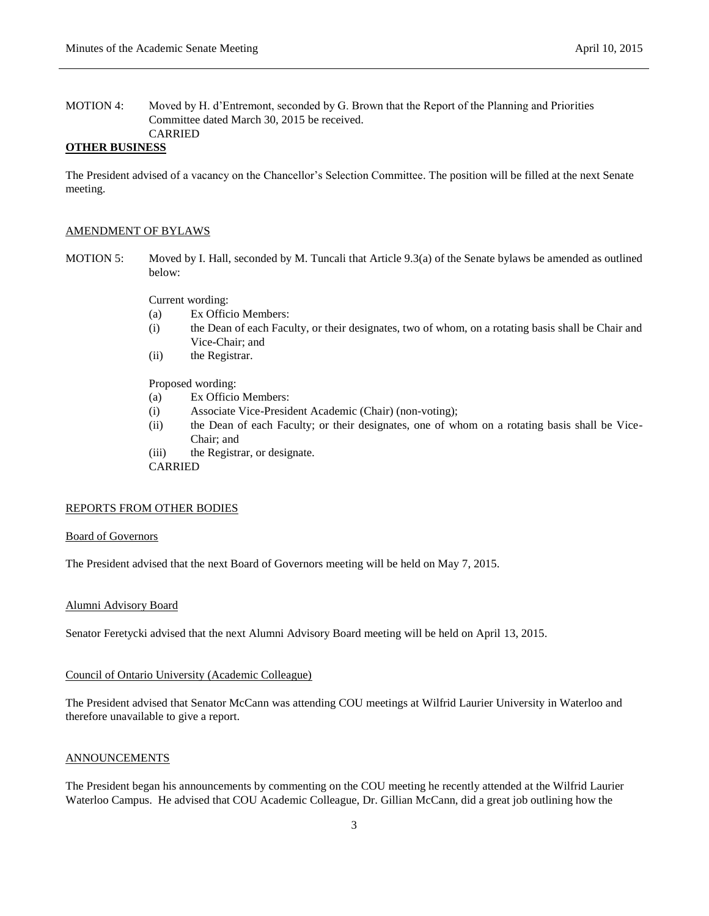MOTION 4: Moved by H. d'Entremont, seconded by G. Brown that the Report of the Planning and Priorities Committee dated March 30, 2015 be received.
CARRIED

**OTHER BUSINESS**

The President advised of a vacancy on the Chancellor's Selection Committee. The position will be filled at the next Senate meeting.

## AMENDMENT OF BYLAWS

MOTION 5: Moved by I. Hall, seconded by M. Tuncali that Article 9.3(a) of the Senate bylaws be amended as outlined below:

Current wording:

(a) Ex Officio Members:

(i) the Dean of each Faculty, or their designates, two of whom, on a rotating basis shall be Chair and Vice-Chair; and

(ii) the Registrar.

Proposed wording:

(a) Ex Officio Members:

(i) Associate Vice-President Academic (Chair) (non-voting);

(ii) the Dean of each Faculty; or their designates, one of whom on a rotating basis shall be Vice-Chair; and

(iii) the Registrar, or designate.

CARRIED

## REPORTS FROM OTHER BODIES

### Board of Governors

The President advised that the next Board of Governors meeting will be held on May 7, 2015.

### Alumni Advisory Board

Senator Feretycki advised that the next Alumni Advisory Board meeting will be held on April 13, 2015.

### Council of Ontario University (Academic Colleague)

The President advised that Senator McCann was attending COU meetings at Wilfrid Laurier University in Waterloo and therefore unavailable to give a report.

## ANNOUNCEMENTS

The President began his announcements by commenting on the COU meeting he recently attended at the Wilfrid Laurier Waterloo Campus. He advised that COU Academic Colleague, Dr. Gillian McCann, did a great job outlining how the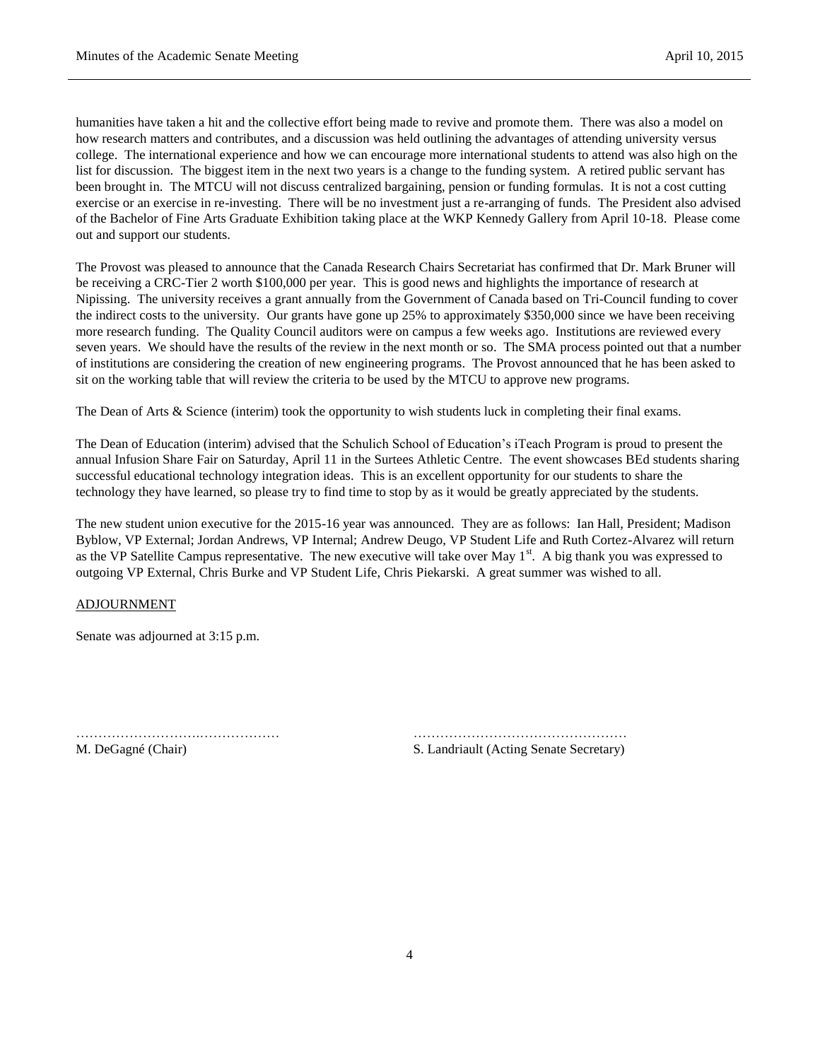humanities have taken a hit and the collective effort being made to revive and promote them. There was also a model on how research matters and contributes, and a discussion was held outlining the advantages of attending university versus college. The international experience and how we can encourage more international students to attend was also high on the list for discussion. The biggest item in the next two years is a change to the funding system. A retired public servant has been brought in. The MTCU will not discuss centralized bargaining, pension or funding formulas. It is not a cost cutting exercise or an exercise in re-investing. There will be no investment just a re-arranging of funds. The President also advised of the Bachelor of Fine Arts Graduate Exhibition taking place at the WKP Kennedy Gallery from April 10-18. Please come out and support our students.

The Provost was pleased to announce that the Canada Research Chairs Secretariat has confirmed that Dr. Mark Bruner will be receiving a CRC-Tier 2 worth $100,000 per year. This is good news and highlights the importance of research at Nipissing. The university receives a grant annually from the Government of Canada based on Tri-Council funding to cover the indirect costs to the university. Our grants have gone up 25% to approximately $350,000 since we have been receiving more research funding. The Quality Council auditors were on campus a few weeks ago. Institutions are reviewed every seven years. We should have the results of the review in the next month or so. The SMA process pointed out that a number of institutions are considering the creation of new engineering programs. The Provost announced that he has been asked to sit on the working table that will review the criteria to be used by the MTCU to approve new programs.

The Dean of Arts & Science (interim) took the opportunity to wish students luck in completing their final exams.

The Dean of Education (interim) advised that the Schulich School of Education's iTeach Program is proud to present the annual Infusion Share Fair on Saturday, April 11 in the Surtees Athletic Centre. The event showcases BEd students sharing successful educational technology integration ideas. This is an excellent opportunity for our students to share the technology they have learned, so please try to find time to stop by as it would be greatly appreciated by the students.

The new student union executive for the 2015-16 year was announced. They are as follows: Ian Hall, President; Madison Byblow, VP External; Jordan Andrews, VP Internal; Andrew Deugo, VP Student Life and Ruth Cortez-Alvarez will return as the VP Satellite Campus representative. The new executive will take over May 1st. A big thank you was expressed to outgoing VP External, Chris Burke and VP Student Life, Chris Piekarski. A great summer was wished to all.

ADJOURNMENT

Senate was adjourned at 3:15 p.m.

……………………………………… ………………………………………

M. DeGagné (Chair) S. Landriault (Acting Senate Secretary)